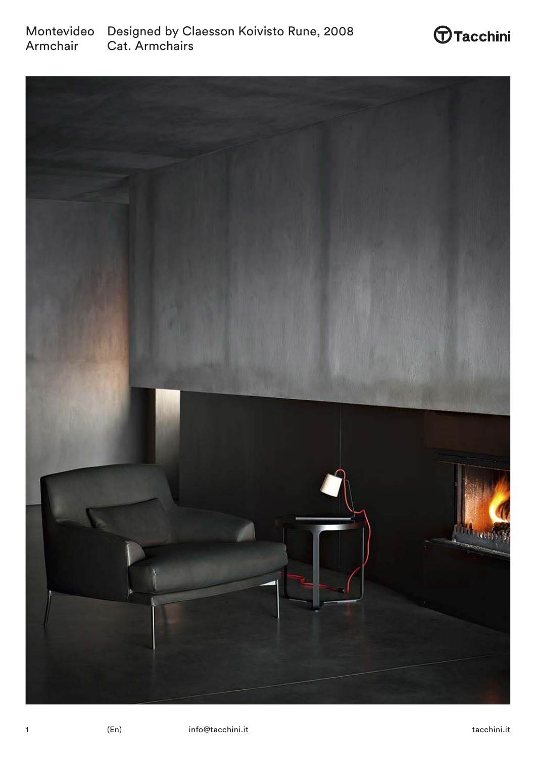Montevideo Armchair

Designed by Claesson Koivisto Rune, 2008
Cat. Armchairs

Tacchini

(En)

info@tacchini.it

tacchini.it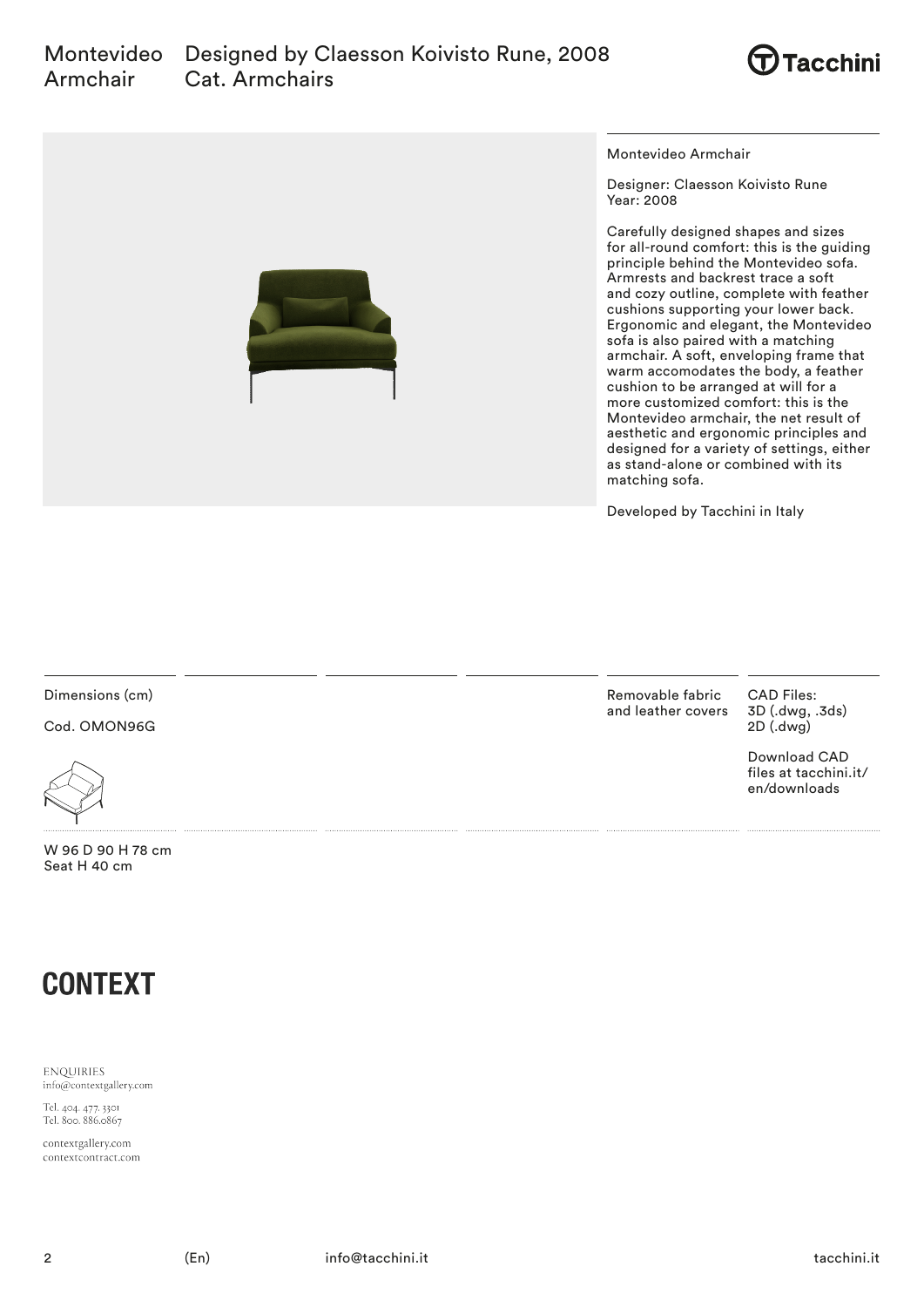# Montevideo Armchair

## Designed by Claesson Koivisto Rune, 2008
Cat. Armchairs

Montevideo Armchair

Designer: Claesson Koivisto Rune
Year: 2008

Carefully designed shapes and sizes for all-round comfort: this is the guiding principle behind the Montevideo sofa. Armrests and backrest trace a soft and cozy outline, complete with feather cushions supporting your lower back. Ergonomic and elegant, the Montevideo sofa is also paired with a matching armchair. A soft, enveloping frame that warm accomodates the body, a feather cushion to be arranged at will for a more customized comfort: this is the Montevideo armchair, the net result of aesthetic and ergonomic principles and designed for a variety of settings, either as stand-alone or combined with its matching sofa.

Developed by Tacchini in Italy

Dimensions (cm)

Cod. OMON96G

W 96 D 90 H 78 cm
Seat H 40 cm

Removable fabric and leather covers

CAD Files:
3D (.dwg, .3ds)
2D (.dwg)

Download CAD files at tacchini.it/en/downloads

**CONTEXT**

ENQUIRIES
info@contextgallery.com

Tel. 404. 477. 3301
Tel. 800. 886.0867

contextgallery.com
contextcontract.com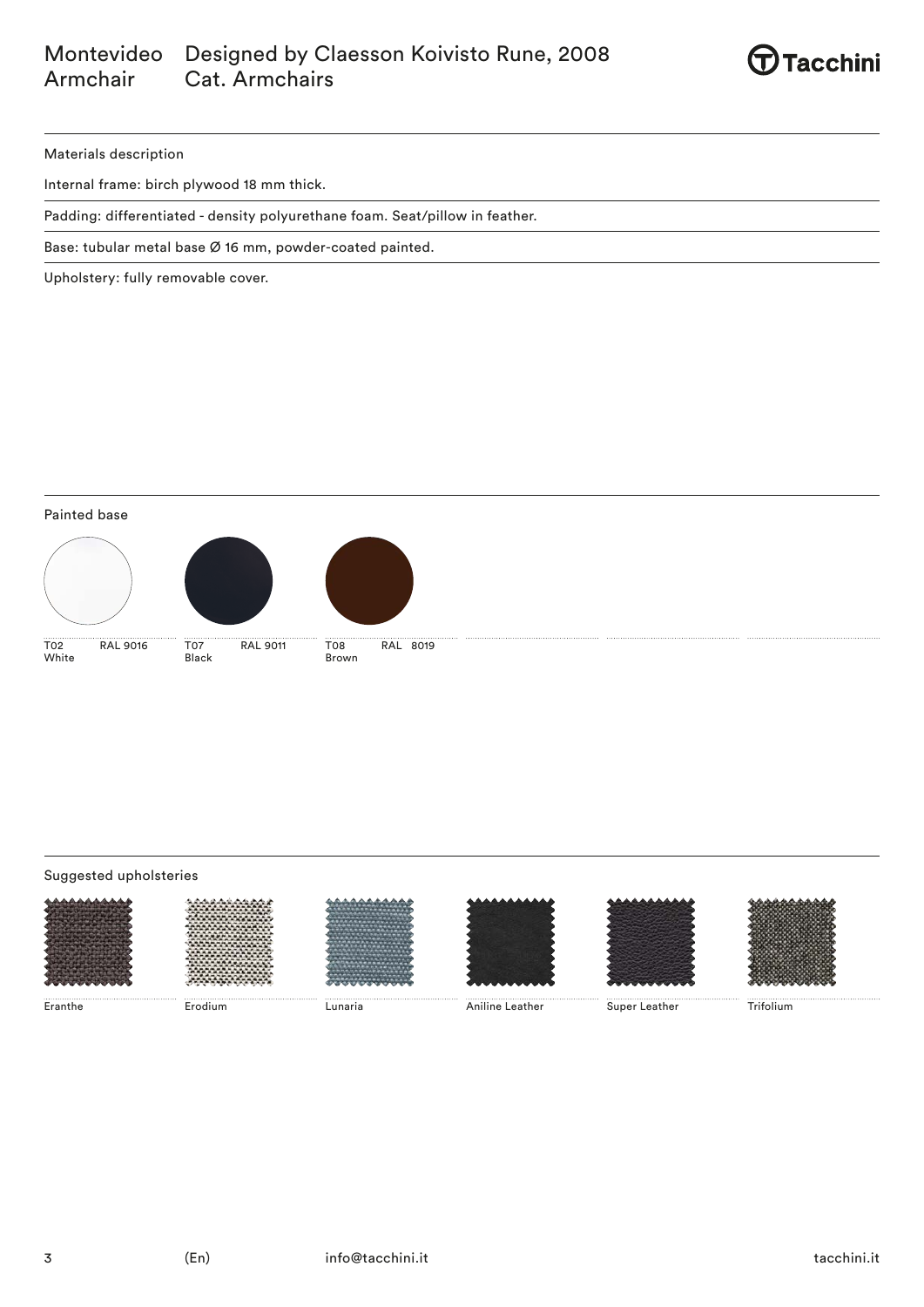# Montevideo Armchair

Designed by Claesson Koivisto Rune, 2008
Cat. Armchairs

Tacchini

## Materials description

Internal frame: birch plywood 18 mm thick.

Padding: differentiated - density polyurethane foam. Seat/pillow in feather.

Base: tubular metal base Ø 16 mm, powder-coated painted.

Upholstery: fully removable cover.

## Painted base

T02 RAL 9016
White

T07 RAL 9011
Black

T08 RAL 8019
Brown

## Suggested upholsteries

Eranthe

Erodium

Lunaria

Aniline Leather

Super Leather

Trifolium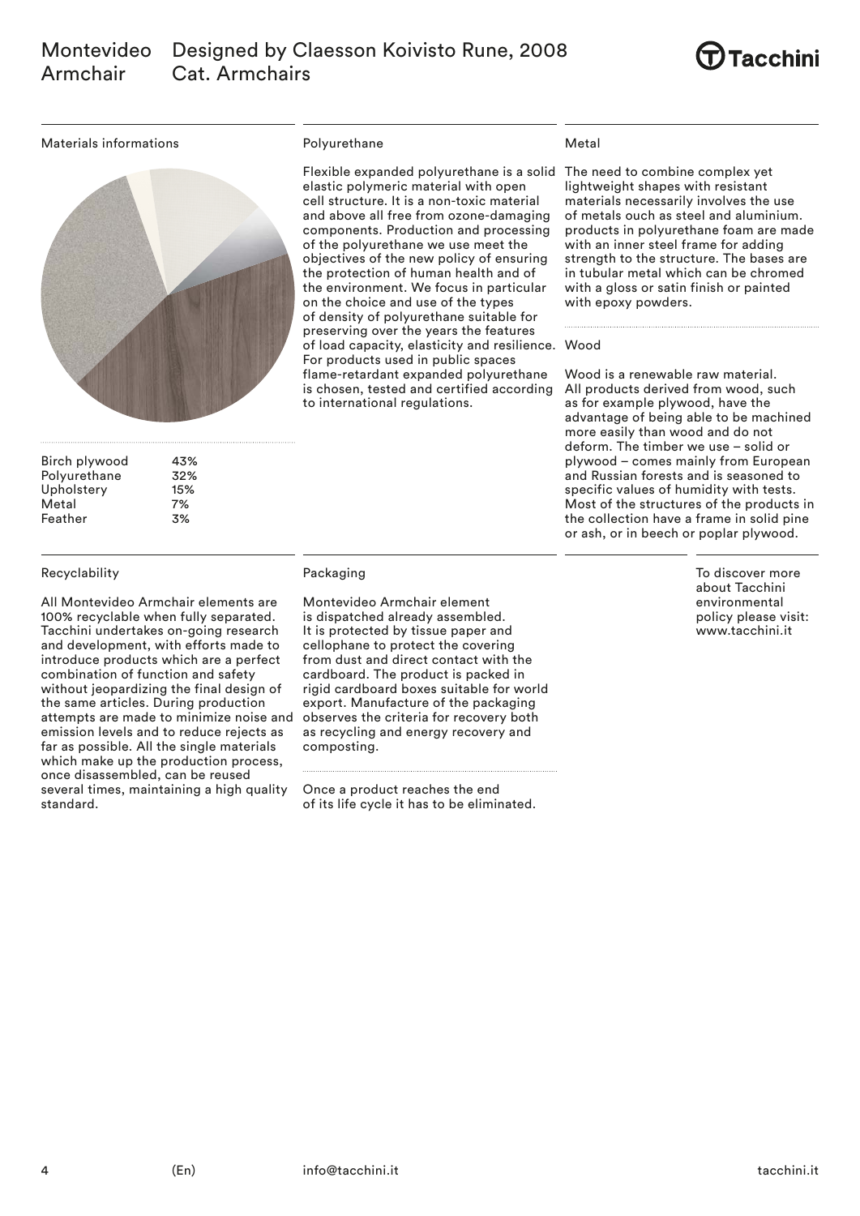# Montevideo Armchair

Designed by Claesson Koivisto Rune, 2008
Cat. Armchairs

## Materials informations

| Material | % |
|---|---|
| Birch plywood | 43% |
| Polyurethane | 32% |
| Upholstery | 15% |
| Metal | 7% |
| Feather | 3% |

## Polyurethane

Flexible expanded polyurethane is a solid elastic polymeric material with open cell structure. It is a non-toxic material and above all free from ozone-damaging components. Production and processing of the polyurethane we use meet the objectives of the new policy of ensuring the protection of human health and of the environment. We focus in particular on the choice and use of the types of density of polyurethane suitable for preserving over the years the features of load capacity, elasticity and resilience. For products used in public spaces flame-retardant expanded polyurethane is chosen, tested and certified according to international regulations.

## Metal

The need to combine complex yet lightweight shapes with resistant materials necessarily involves the use of metals ouch as steel and aluminium. products in polyurethane foam are made with an inner steel frame for adding strength to the structure. The bases are in tubular metal which can be chromed with a gloss or satin finish or painted with epoxy powders.

## Wood

Wood is a renewable raw material. All products derived from wood, such as for example plywood, have the advantage of being able to be machined more easily than wood and do not deform. The timber we use – solid or plywood – comes mainly from European and Russian forests and is seasoned to specific values of humidity with tests. Most of the structures of the products in the collection have a frame in solid pine or ash, or in beech or poplar plywood.

## Recyclability

All Montevideo Armchair elements are 100% recyclable when fully separated. Tacchini undertakes on-going research and development, with efforts made to introduce products which are a perfect combination of function and safety without jeopardizing the final design of the same articles. During production attempts are made to minimize noise and emission levels and to reduce rejects as far as possible. All the single materials which make up the production process, once disassembled, can be reused several times, maintaining a high quality standard.

## Packaging

Montevideo Armchair element is dispatched already assembled. It is protected by tissue paper and cellophane to protect the covering from dust and direct contact with the cardboard. The product is packed in rigid cardboard boxes suitable for world export. Manufacture of the packaging observes the criteria for recovery both as recycling and energy recovery and composting.

Once a product reaches the end of its life cycle it has to be eliminated.

To discover more about Tacchini environmental policy please visit: www.tacchini.it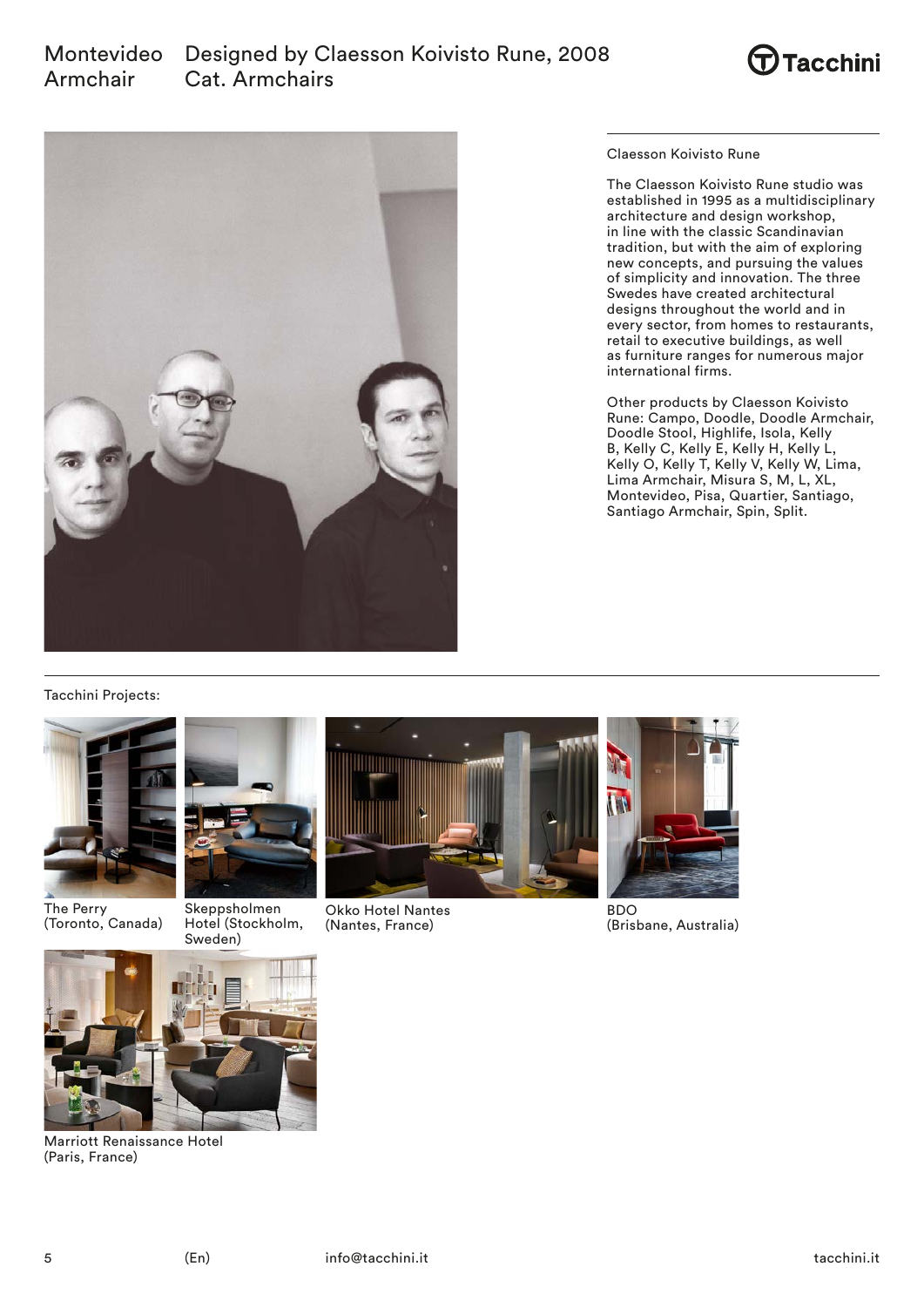# Montevideo Armchair

Designed by Claesson Koivisto Rune, 2008
Cat. Armchairs

Claesson Koivisto Rune

The Claesson Koivisto Rune studio was established in 1995 as a multidisciplinary architecture and design workshop, in line with the classic Scandinavian tradition, but with the aim of exploring new concepts, and pursuing the values of simplicity and innovation. The three Swedes have created architectural designs throughout the world and in every sector, from homes to restaurants, retail to executive buildings, as well as furniture ranges for numerous major international firms.

Other products by Claesson Koivisto Rune: Campo, Doodle, Doodle Armchair, Doodle Stool, Highlife, Isola, Kelly B, Kelly C, Kelly E, Kelly H, Kelly L, Kelly O, Kelly T, Kelly V, Kelly W, Lima, Lima Armchair, Misura S, M, L, XL, Montevideo, Pisa, Quartier, Santiago, Santiago Armchair, Spin, Split.

Tacchini Projects:

The Perry (Toronto, Canada)

Skeppsholmen Hotel (Stockholm, Sweden)

Okko Hotel Nantes (Nantes, France)

BDO (Brisbane, Australia)

Marriott Renaissance Hotel (Paris, France)

(En) info@tacchini.it tacchini.it